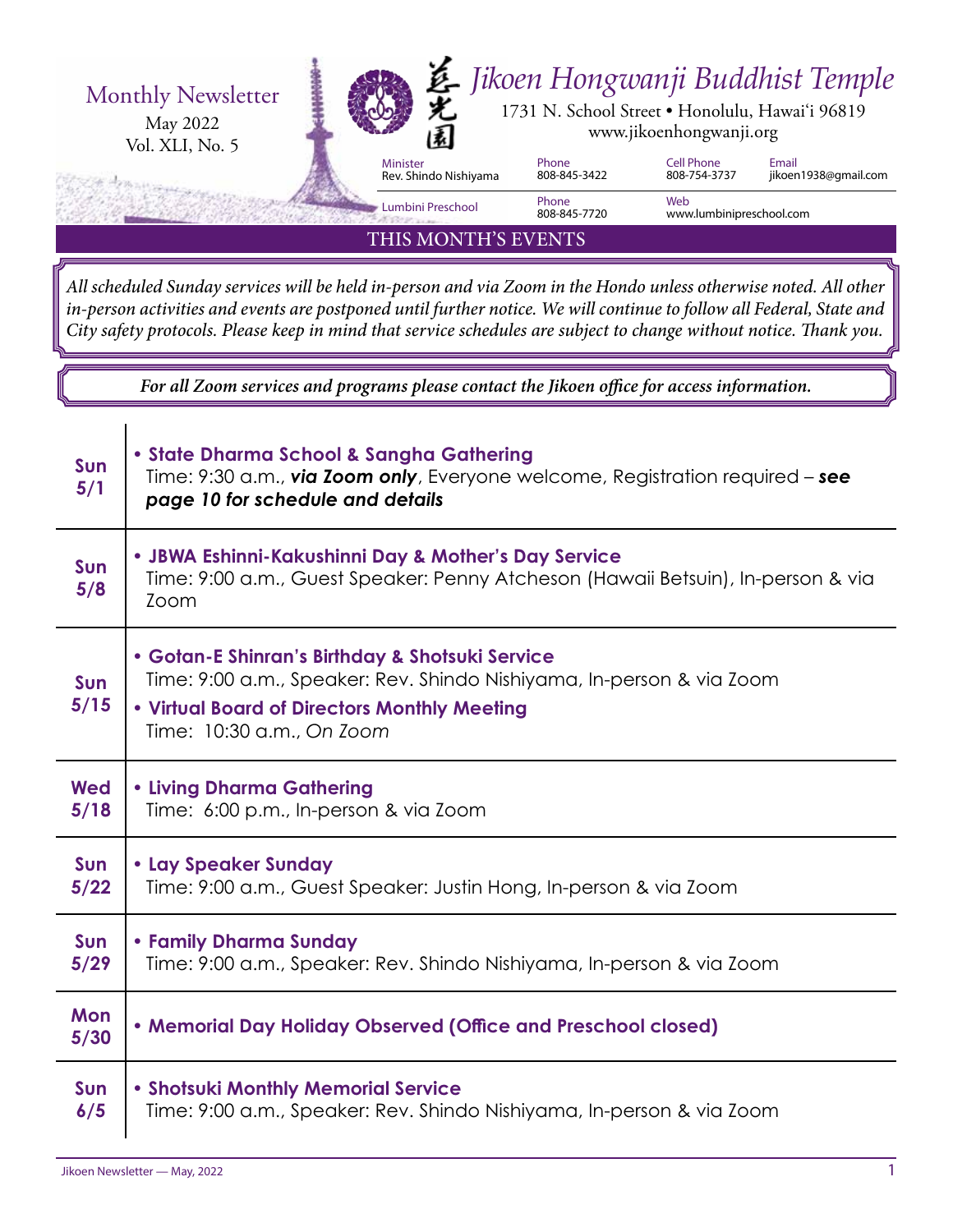Monthly Newsletter
May 2022
Vol. XLI, No. 5

# Jikoen Hongwanji Buddhist Temple

1731 N. School Street • Honolulu, Hawai'i 96819
www.jikoenhongwanji.org

| Minister | Phone | Cell Phone | Email |
|---|---|---|---|
| Rev. Shindo Nishiyama | 808-845-3422 | 808-754-3737 | jikoen1938@gmail.com |
| Lumbini Preschool | Phone 808-845-7720 | Web www.lumbinipreschool.com | |

## THIS MONTH'S EVENTS

*All scheduled Sunday services will be held in-person and via Zoom in the Hondo unless otherwise noted. All other in-person activities and events are postponed until further notice. We will continue to follow all Federal, State and City safety protocols. Please keep in mind that service schedules are subject to change without notice. Thank you.*

***For all Zoom services and programs please contact the Jikoen office for access information.***

| Date | Event |
|---|---|
| **Sun 5/1** | **• State Dharma School & Sangha Gathering**<br>Time: 9:30 a.m., ***via Zoom only***, Everyone welcome, Registration required – ***see page 10 for schedule and details*** |
| **Sun 5/8** | **• JBWA Eshinni-Kakushinni Day & Mother's Day Service**<br>Time: 9:00 a.m., Guest Speaker: Penny Atcheson (Hawaii Betsuin), In-person & via Zoom |
| **Sun 5/15** | **• Gotan-E Shinran's Birthday & Shotsuki Service**<br>Time: 9:00 a.m., Speaker: Rev. Shindo Nishiyama, In-person & via Zoom<br>**• Virtual Board of Directors Monthly Meeting**<br>Time: 10:30 a.m., *On Zoom* |
| **Wed 5/18** | **• Living Dharma Gathering**<br>Time: 6:00 p.m., In-person & via Zoom |
| **Sun 5/22** | **• Lay Speaker Sunday**<br>Time: 9:00 a.m., Guest Speaker: Justin Hong, In-person & via Zoom |
| **Sun 5/29** | **• Family Dharma Sunday**<br>Time: 9:00 a.m., Speaker: Rev. Shindo Nishiyama, In-person & via Zoom |
| **Mon 5/30** | **• Memorial Day Holiday Observed (Office and Preschool closed)** |
| **Sun 6/5** | **• Shotsuki Monthly Memorial Service**<br>Time: 9:00 a.m., Speaker: Rev. Shindo Nishiyama, In-person & via Zoom |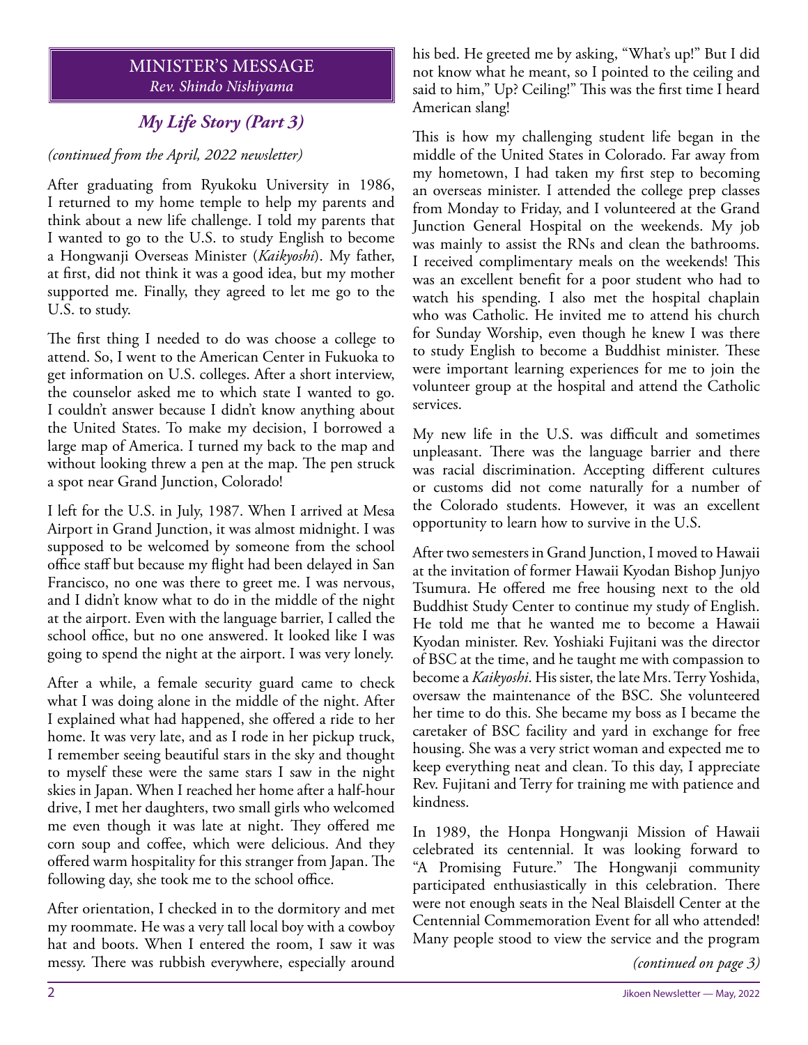## MINISTER'S MESSAGE
*Rev. Shindo Nishiyama*

### *My Life Story (Part 3)*

*(continued from the April, 2022 newsletter)*

After graduating from Ryukoku University in 1986, I returned to my home temple to help my parents and think about a new life challenge. I told my parents that I wanted to go to the U.S. to study English to become a Hongwanji Overseas Minister (*Kaikyoshi*). My father, at first, did not think it was a good idea, but my mother supported me. Finally, they agreed to let me go to the U.S. to study.

The first thing I needed to do was choose a college to attend. So, I went to the American Center in Fukuoka to get information on U.S. colleges. After a short interview, the counselor asked me to which state I wanted to go. I couldn't answer because I didn't know anything about the United States. To make my decision, I borrowed a large map of America. I turned my back to the map and without looking threw a pen at the map. The pen struck a spot near Grand Junction, Colorado!

I left for the U.S. in July, 1987. When I arrived at Mesa Airport in Grand Junction, it was almost midnight. I was supposed to be welcomed by someone from the school office staff but because my flight had been delayed in San Francisco, no one was there to greet me. I was nervous, and I didn't know what to do in the middle of the night at the airport. Even with the language barrier, I called the school office, but no one answered. It looked like I was going to spend the night at the airport. I was very lonely.

After a while, a female security guard came to check what I was doing alone in the middle of the night. After I explained what had happened, she offered a ride to her home. It was very late, and as I rode in her pickup truck, I remember seeing beautiful stars in the sky and thought to myself these were the same stars I saw in the night skies in Japan. When I reached her home after a half-hour drive, I met her daughters, two small girls who welcomed me even though it was late at night. They offered me corn soup and coffee, which were delicious. And they offered warm hospitality for this stranger from Japan. The following day, she took me to the school office.

After orientation, I checked in to the dormitory and met my roommate. He was a very tall local boy with a cowboy hat and boots. When I entered the room, I saw it was messy. There was rubbish everywhere, especially around his bed. He greeted me by asking, "What's up!" But I did not know what he meant, so I pointed to the ceiling and said to him," Up? Ceiling!" This was the first time I heard American slang!

This is how my challenging student life began in the middle of the United States in Colorado. Far away from my hometown, I had taken my first step to becoming an overseas minister. I attended the college prep classes from Monday to Friday, and I volunteered at the Grand Junction General Hospital on the weekends. My job was mainly to assist the RNs and clean the bathrooms. I received complimentary meals on the weekends! This was an excellent benefit for a poor student who had to watch his spending. I also met the hospital chaplain who was Catholic. He invited me to attend his church for Sunday Worship, even though he knew I was there to study English to become a Buddhist minister. These were important learning experiences for me to join the volunteer group at the hospital and attend the Catholic services.

My new life in the U.S. was difficult and sometimes unpleasant. There was the language barrier and there was racial discrimination. Accepting different cultures or customs did not come naturally for a number of the Colorado students. However, it was an excellent opportunity to learn how to survive in the U.S.

After two semesters in Grand Junction, I moved to Hawaii at the invitation of former Hawaii Kyodan Bishop Junjyo Tsumura. He offered me free housing next to the old Buddhist Study Center to continue my study of English. He told me that he wanted me to become a Hawaii Kyodan minister. Rev. Yoshiaki Fujitani was the director of BSC at the time, and he taught me with compassion to become a *Kaikyoshi*. His sister, the late Mrs. Terry Yoshida, oversaw the maintenance of the BSC. She volunteered her time to do this. She became my boss as I became the caretaker of BSC facility and yard in exchange for free housing. She was a very strict woman and expected me to keep everything neat and clean. To this day, I appreciate Rev. Fujitani and Terry for training me with patience and kindness.

In 1989, the Honpa Hongwanji Mission of Hawaii celebrated its centennial. It was looking forward to "A Promising Future." The Hongwanji community participated enthusiastically in this celebration. There were not enough seats in the Neal Blaisdell Center at the Centennial Commemoration Event for all who attended! Many people stood to view the service and the program

*(continued on page 3)*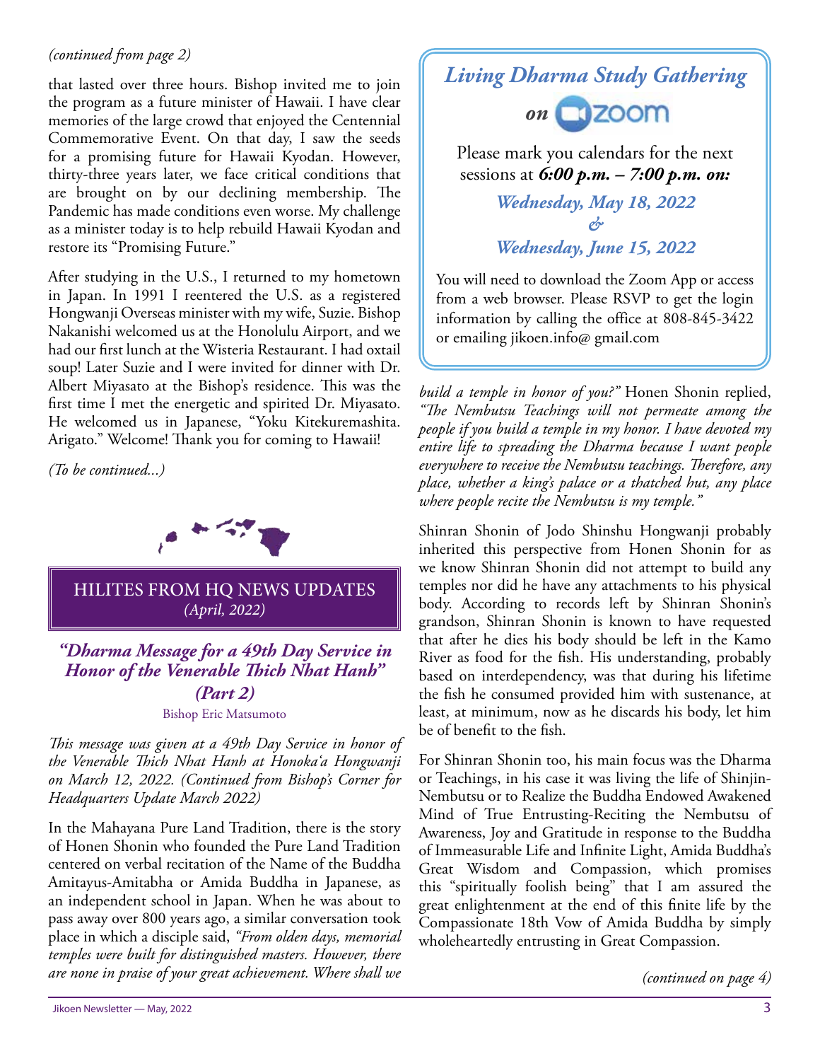*(continued from page 2)*

that lasted over three hours. Bishop invited me to join the program as a future minister of Hawaii. I have clear memories of the large crowd that enjoyed the Centennial Commemorative Event. On that day, I saw the seeds for a promising future for Hawaii Kyodan. However, thirty-three years later, we face critical conditions that are brought on by our declining membership. The Pandemic has made conditions even worse. My challenge as a minister today is to help rebuild Hawaii Kyodan and restore its "Promising Future."

After studying in the U.S., I returned to my hometown in Japan. In 1991 I reentered the U.S. as a registered Hongwanji Overseas minister with my wife, Suzie. Bishop Nakanishi welcomed us at the Honolulu Airport, and we had our first lunch at the Wisteria Restaurant. I had oxtail soup! Later Suzie and I were invited for dinner with Dr. Albert Miyasato at the Bishop's residence. This was the first time I met the energetic and spirited Dr. Miyasato. He welcomed us in Japanese, "Yoku Kitekuremashita. Arigato." Welcome! Thank you for coming to Hawaii!

*(To be continued...)*

## HILITES FROM HQ NEWS UPDATES
*(April, 2022)*

### *"Dharma Message for a 49th Day Service in Honor of the Venerable Thich Nhat Hanh" (Part 2)*

Bishop Eric Matsumoto

*This message was given at a 49th Day Service in honor of the Venerable Thich Nhat Hanh at Honokaʻa Hongwanji on March 12, 2022. (Continued from Bishop's Corner for Headquarters Update March 2022)*

In the Mahayana Pure Land Tradition, there is the story of Honen Shonin who founded the Pure Land Tradition centered on verbal recitation of the Name of the Buddha Amitayus-Amitabha or Amida Buddha in Japanese, as an independent school in Japan. When he was about to pass away over 800 years ago, a similar conversation took place in which a disciple said, *"From olden days, memorial temples were built for distinguished masters. However, there are none in praise of your great achievement. Where shall we build a temple in honor of you?"* Honen Shonin replied, *"The Nembutsu Teachings will not permeate among the people if you build a temple in my honor. I have devoted my entire life to spreading the Dharma because I want people everywhere to receive the Nembutsu teachings. Therefore, any place, whether a king's palace or a thatched hut, any place where people recite the Nembutsu is my temple."*

Shinran Shonin of Jodo Shinshu Hongwanji probably inherited this perspective from Honen Shonin for as we know Shinran Shonin did not attempt to build any temples nor did he have any attachments to his physical body. According to records left by Shinran Shonin's grandson, Shinran Shonin is known to have requested that after he dies his body should be left in the Kamo River as food for the fish. His understanding, probably based on interdependency, was that during his lifetime the fish he consumed provided him with sustenance, at least, at minimum, now as he discards his body, let him be of benefit to the fish.

For Shinran Shonin too, his main focus was the Dharma or Teachings, in his case it was living the life of Shinjin-Nembutsu or to Realize the Buddha Endowed Awakened Mind of True Entrusting-Reciting the Nembutsu of Awareness, Joy and Gratitude in response to the Buddha of Immeasurable Life and Infinite Light, Amida Buddha's Great Wisdom and Compassion, which promises this "spiritually foolish being" that I am assured the great enlightenment at the end of this finite life by the Compassionate 18th Vow of Amida Buddha by simply wholeheartedly entrusting in Great Compassion.

*(continued on page 4)*

---

## *Living Dharma Study Gathering*

***on Zoom***

Please mark you calendars for the next sessions at ***6:00 p.m. – 7:00 p.m. on:***

***Wednesday, May 18, 2022***
***&***
***Wednesday, June 15, 2022***

You will need to download the Zoom App or access from a web browser. Please RSVP to get the login information by calling the office at 808-845-3422 or emailing jikoen.info@ gmail.com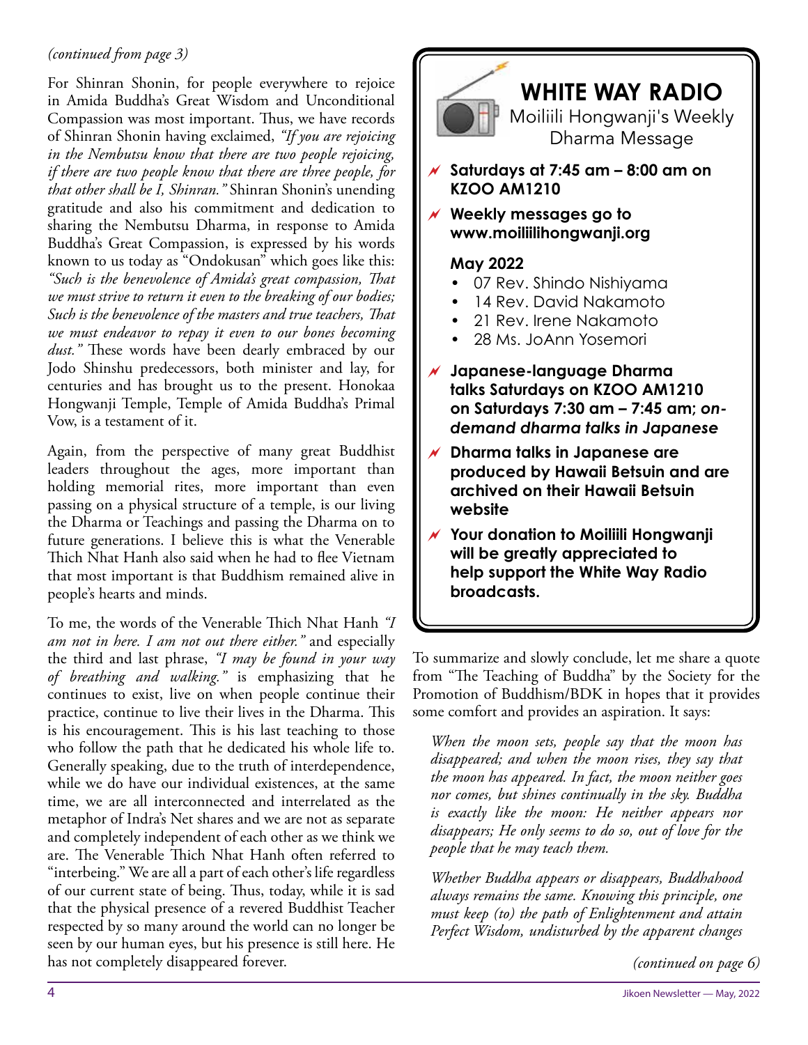*(continued from page 3)*

For Shinran Shonin, for people everywhere to rejoice in Amida Buddha's Great Wisdom and Unconditional Compassion was most important. Thus, we have records of Shinran Shonin having exclaimed, *"If you are rejoicing in the Nembutsu know that there are two people rejoicing, if there are two people know that there are three people, for that other shall be I, Shinran."* Shinran Shonin's unending gratitude and also his commitment and dedication to sharing the Nembutsu Dharma, in response to Amida Buddha's Great Compassion, is expressed by his words known to us today as "Ondokusan" which goes like this: *"Such is the benevolence of Amida's great compassion, That we must strive to return it even to the breaking of our bodies; Such is the benevolence of the masters and true teachers, That we must endeavor to repay it even to our bones becoming dust."* These words have been dearly embraced by our Jodo Shinshu predecessors, both minister and lay, for centuries and has brought us to the present. Honokaa Hongwanji Temple, Temple of Amida Buddha's Primal Vow, is a testament of it.

Again, from the perspective of many great Buddhist leaders throughout the ages, more important than holding memorial rites, more important than even passing on a physical structure of a temple, is our living the Dharma or Teachings and passing the Dharma on to future generations. I believe this is what the Venerable Thich Nhat Hanh also said when he had to flee Vietnam that most important is that Buddhism remained alive in people's hearts and minds.

To me, the words of the Venerable Thich Nhat Hanh *"I am not in here. I am not out there either."* and especially the third and last phrase, *"I may be found in your way of breathing and walking."* is emphasizing that he continues to exist, live on when people continue their practice, continue to live their lives in the Dharma. This is his encouragement. This is his last teaching to those who follow the path that he dedicated his whole life to. Generally speaking, due to the truth of interdependence, while we do have our individual existences, at the same time, we are all interconnected and interrelated as the metaphor of Indra's Net shares and we are not as separate and completely independent of each other as we think we are. The Venerable Thich Nhat Hanh often referred to "interbeing." We are all a part of each other's life regardless of our current state of being. Thus, today, while it is sad that the physical presence of a revered Buddhist Teacher respected by so many around the world can no longer be seen by our human eyes, but his presence is still here. He has not completely disappeared forever.

## WHITE WAY RADIO

Moiliili Hongwanji's Weekly Dharma Message

- **Saturdays at 7:45 am – 8:00 am on KZOO AM1210**
- **Weekly messages go to www.moiliilihongwanji.org**

**May 2022**

- 07 Rev. Shindo Nishiyama
- 14 Rev. David Nakamoto
- 21 Rev. Irene Nakamoto
- 28 Ms. JoAnn Yosemori

- **Japanese-language Dharma talks Saturdays on KZOO AM1210 on Saturdays 7:30 am – 7:45 am; *on-demand dharma talks in Japanese***
- **Dharma talks in Japanese are produced by Hawaii Betsuin and are archived on their Hawaii Betsuin website**
- **Your donation to Moiliili Hongwanji will be greatly appreciated to help support the White Way Radio broadcasts.**

To summarize and slowly conclude, let me share a quote from "The Teaching of Buddha" by the Society for the Promotion of Buddhism/BDK in hopes that it provides some comfort and provides an aspiration. It says:

> *When the moon sets, people say that the moon has disappeared; and when the moon rises, they say that the moon has appeared. In fact, the moon neither goes nor comes, but shines continually in the sky. Buddha is exactly like the moon: He neither appears nor disappears; He only seems to do so, out of love for the people that he may teach them.*
>
> *Whether Buddha appears or disappears, Buddhahood always remains the same. Knowing this principle, one must keep (to) the path of Enlightenment and attain Perfect Wisdom, undisturbed by the apparent changes*

*(continued on page 6)*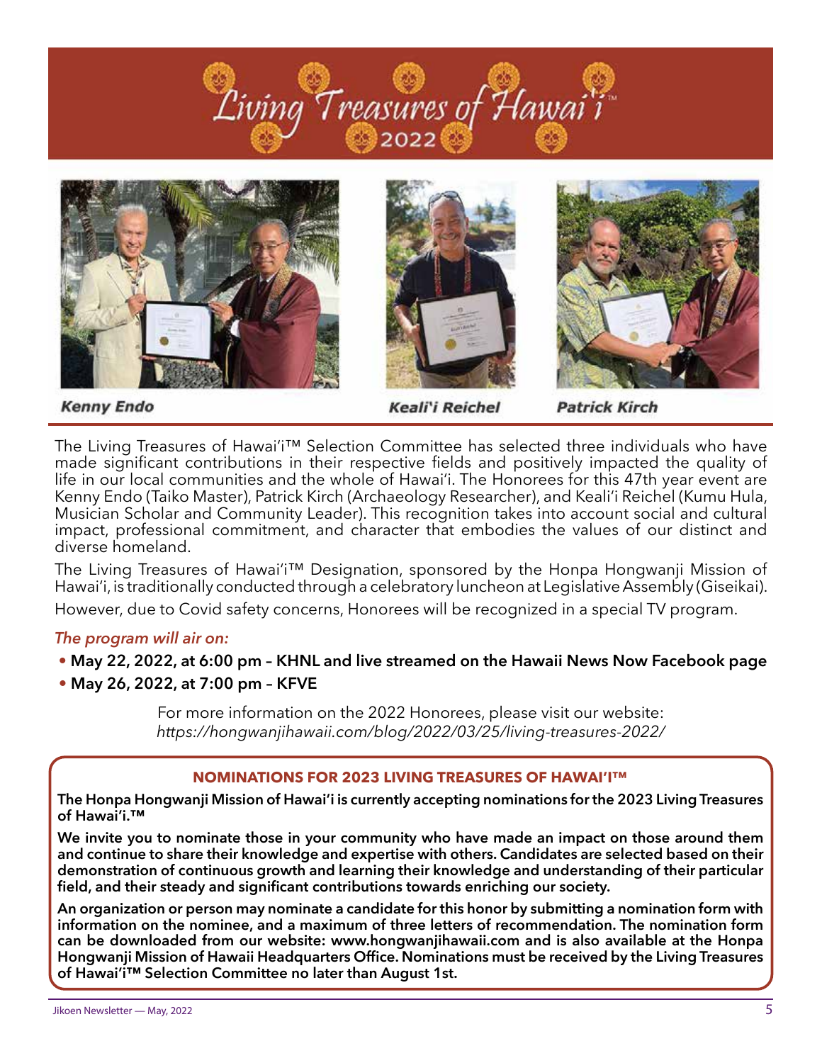# Living Treasures of Hawai'i™ 2022

Kenny Endo

Keali'i Reichel

Patrick Kirch

The Living Treasures of Hawai'i™ Selection Committee has selected three individuals who have made significant contributions in their respective fields and positively impacted the quality of life in our local communities and the whole of Hawai'i. The Honorees for this 47th year event are Kenny Endo (Taiko Master), Patrick Kirch (Archaeology Researcher), and Keali'i Reichel (Kumu Hula, Musician Scholar and Community Leader). This recognition takes into account social and cultural impact, professional commitment, and character that embodies the values of our distinct and diverse homeland.

The Living Treasures of Hawai'i™ Designation, sponsored by the Honpa Hongwanji Mission of Hawai'i, is traditionally conducted through a celebratory luncheon at Legislative Assembly (Giseikai).

However, due to Covid safety concerns, Honorees will be recognized in a special TV program.

*The program will air on:*

- **May 22, 2022, at 6:00 pm – KHNL and live streamed on the Hawaii News Now Facebook page**
- **May 26, 2022, at 7:00 pm – KFVE**

For more information on the 2022 Honorees, please visit our website:
*https://hongwanjihawaii.com/blog/2022/03/25/living-treasures-2022/*

## NOMINATIONS FOR 2023 LIVING TREASURES OF HAWAI'I™

**The Honpa Hongwanji Mission of Hawai'i is currently accepting nominations for the 2023 Living Treasures of Hawai'i.™**

**We invite you to nominate those in your community who have made an impact on those around them and continue to share their knowledge and expertise with others. Candidates are selected based on their demonstration of continuous growth and learning their knowledge and understanding of their particular field, and their steady and significant contributions towards enriching our society.**

**An organization or person may nominate a candidate for this honor by submitting a nomination form with information on the nominee, and a maximum of three letters of recommendation. The nomination form can be downloaded from our website: www.hongwanjihawaii.com and is also available at the Honpa Hongwanji Mission of Hawaii Headquarters Office. Nominations must be received by the Living Treasures of Hawai'i™ Selection Committee no later than August 1st.**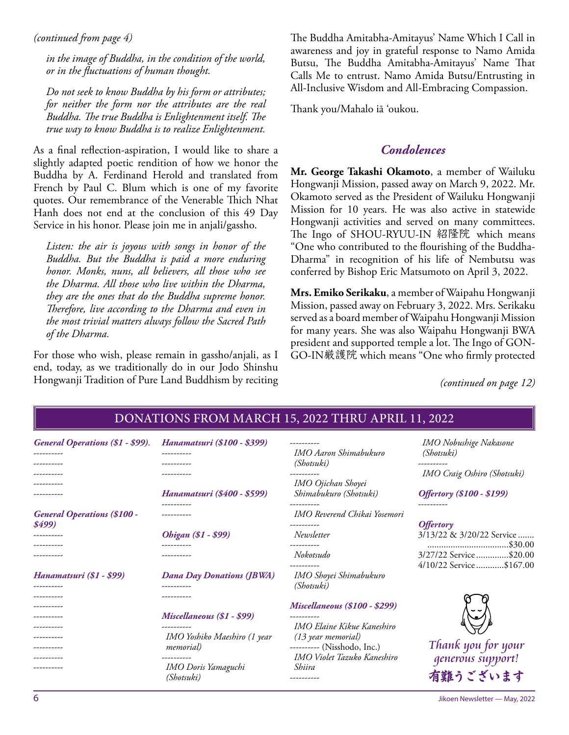*(continued from page 4)*

> *in the image of Buddha, in the condition of the world, or in the fluctuations of human thought.*
>
> *Do not seek to know Buddha by his form or attributes; for neither the form nor the attributes are the real Buddha. The true Buddha is Enlightenment itself. The true way to know Buddha is to realize Enlightenment.*

As a final reflection-aspiration, I would like to share a slightly adapted poetic rendition of how we honor the Buddha by A. Ferdinand Herold and translated from French by Paul C. Blum which is one of my favorite quotes. Our remembrance of the Venerable Thich Nhat Hanh does not end at the conclusion of this 49 Day Service in his honor. Please join me in anjali/gassho.

> *Listen: the air is joyous with songs in honor of the Buddha. But the Buddha is paid a more enduring honor. Monks, nuns, all believers, all those who see the Dharma. All those who live within the Dharma, they are the ones that do the Buddha supreme honor. Therefore, live according to the Dharma and even in the most trivial matters always follow the Sacred Path of the Dharma.*

For those who wish, please remain in gassho/anjali, as I end, today, as we traditionally do in our Jodo Shinshu Hongwanji Tradition of Pure Land Buddhism by reciting The Buddha Amitabha-Amitayus' Name Which I Call in awareness and joy in grateful response to Namo Amida Butsu, The Buddha Amitabha-Amitayus' Name That Calls Me to entrust. Namo Amida Butsu/Entrusting in All-Inclusive Wisdom and All-Embracing Compassion.

Thank you/Mahalo iā ʻoukou.

## *Condolences*

**Mr. George Takashi Okamoto**, a member of Wailuku Hongwanji Mission, passed away on March 9, 2022. Mr. Okamoto served as the President of Wailuku Hongwanji Mission for 10 years. He was also active in statewide Hongwanji activities and served on many committees. The Ingo of SHOU-RYUU-IN 紹隆院 which means "One who contributed to the flourishing of the Buddha-Dharma" in recognition of his life of Nembutsu was conferred by Bishop Eric Matsumoto on April 3, 2022.

**Mrs. Emiko Serikaku**, a member of Waipahu Hongwanji Mission, passed away on February 3, 2022. Mrs. Serikaku served as a board member of Waipahu Hongwanji Mission for many years. She was also Waipahu Hongwanji BWA president and supported temple a lot. The Ingo of GON-GO-IN厳護院 which means "One who firmly protected

*(continued on page 12)*

## DONATIONS FROM MARCH 15, 2022 THRU APRIL 11, 2022

***General Operations ($1 - $99).***

----------
----------
----------
----------
----------

***General Operations ($100 - $499)***

----------
----------
----------

***Hanamatsuri ($1 - $99)***

----------
----------
----------
----------
----------
----------
----------
----------
----------

***Hanamatsuri ($100 - $399)***

----------
----------
----------

***Hanamatsuri ($400 - $599)***

----------
----------

***Ohigan ($1 - $99)***

----------
----------

***Dana Day Donations (JBWA)***

----------
----------

***Miscellaneous ($1 - $99)***

----------
*IMO Yoshiko Maeshiro (1 year memorial)*
----------
*IMO Doris Yamaguchi (Shotsuki)*
----------
*IMO Aaron Shimabukuro (Shotsuki)*
----------
*IMO Ojichan Shoyei Shimabukuro (Shotsuki)*
----------
*IMO Reverend Chikai Yosemori*
----------
*Newsletter*
----------
*Nokotsudo*
----------
*IMO Shoyei Shimabukuro (Shotsuki)*

***Miscellaneous ($100 - $299)***

----------
*IMO Elaine Kikue Kaneshiro (13 year memorial)*
---------- (Nisshodo, Inc.)
*IMO Violet Tazuko Kaneshiro Shiira*
----------
*IMO Nobushige Nakasone (Shotsuki)*
----------
*IMO Craig Oshiro (Shotsuki)*

***Offertory ($100 - $199)***

----------

***Offertory***

3/13/22 & 3/20/22 Service ....... $30.00
3/27/22 Service .............. $20.00
4/10/22 Service ............ $167.00

*Thank you for your generous support!*
**有難うございます**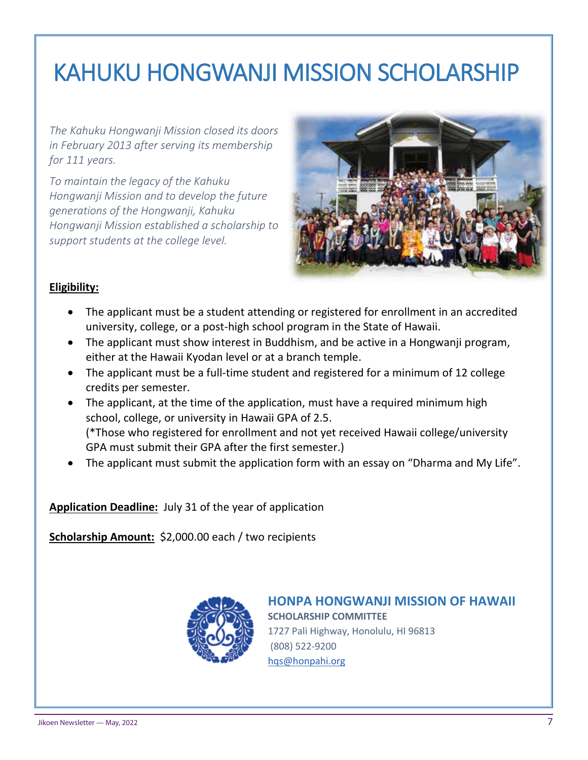# KAHUKU HONGWANJI MISSION SCHOLARSHIP

*The Kahuku Hongwanji Mission closed its doors in February 2013 after serving its membership for 111 years.*

*To maintain the legacy of the Kahuku Hongwanji Mission and to develop the future generations of the Hongwanji, Kahuku Hongwanji Mission established a scholarship to support students at the college level.*

**Eligibility:**

- The applicant must be a student attending or registered for enrollment in an accredited university, college, or a post-high school program in the State of Hawaii.
- The applicant must show interest in Buddhism, and be active in a Hongwanji program, either at the Hawaii Kyodan level or at a branch temple.
- The applicant must be a full-time student and registered for a minimum of 12 college credits per semester.
- The applicant, at the time of the application, must have a required minimum high school, college, or university in Hawaii GPA of 2.5.
  (*Those who registered for enrollment and not yet received Hawaii college/university GPA must submit their GPA after the first semester.)
- The applicant must submit the application form with an essay on "Dharma and My Life".

**Application Deadline:** July 31 of the year of application

**Scholarship Amount:** $2,000.00 each / two recipients

**HONPA HONGWANJI MISSION OF HAWAII**
**SCHOLARSHIP COMMITTEE**
1727 Pali Highway, Honolulu, HI 96813
(808) 522-9200
hqs@honpahi.org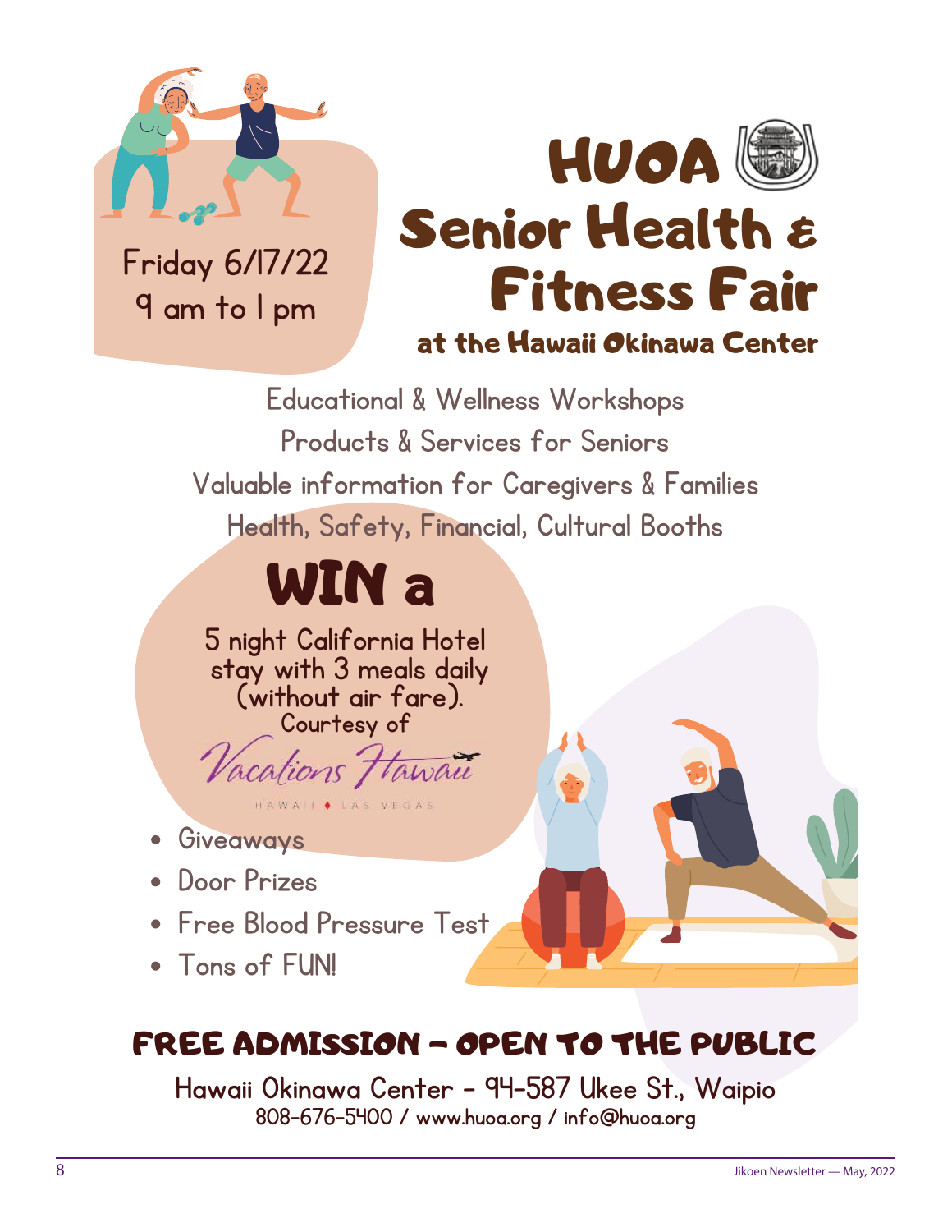Friday 6/17/22
9 am to 1 pm

# HUOA Senior Health & Fitness Fair

## at the Hawaii Okinawa Center

Educational & Wellness Workshops

Products & Services for Seniors

Valuable information for Caregivers & Families

Health, Safety, Financial, Cultural Booths

# WIN a

5 night California Hotel stay with 3 meals daily (without air fare).

Courtesy of

Vacations Hawaii

HAWAII ♦ LAS VEGAS

- Giveaways
- Door Prizes
- Free Blood Pressure Test
- Tons of FUN!

## FREE ADMISSION – OPEN TO THE PUBLIC

**Hawaii Okinawa Center - 94-587 Ukee St., Waipio**

808-676-5400 / www.huoa.org / info@huoa.org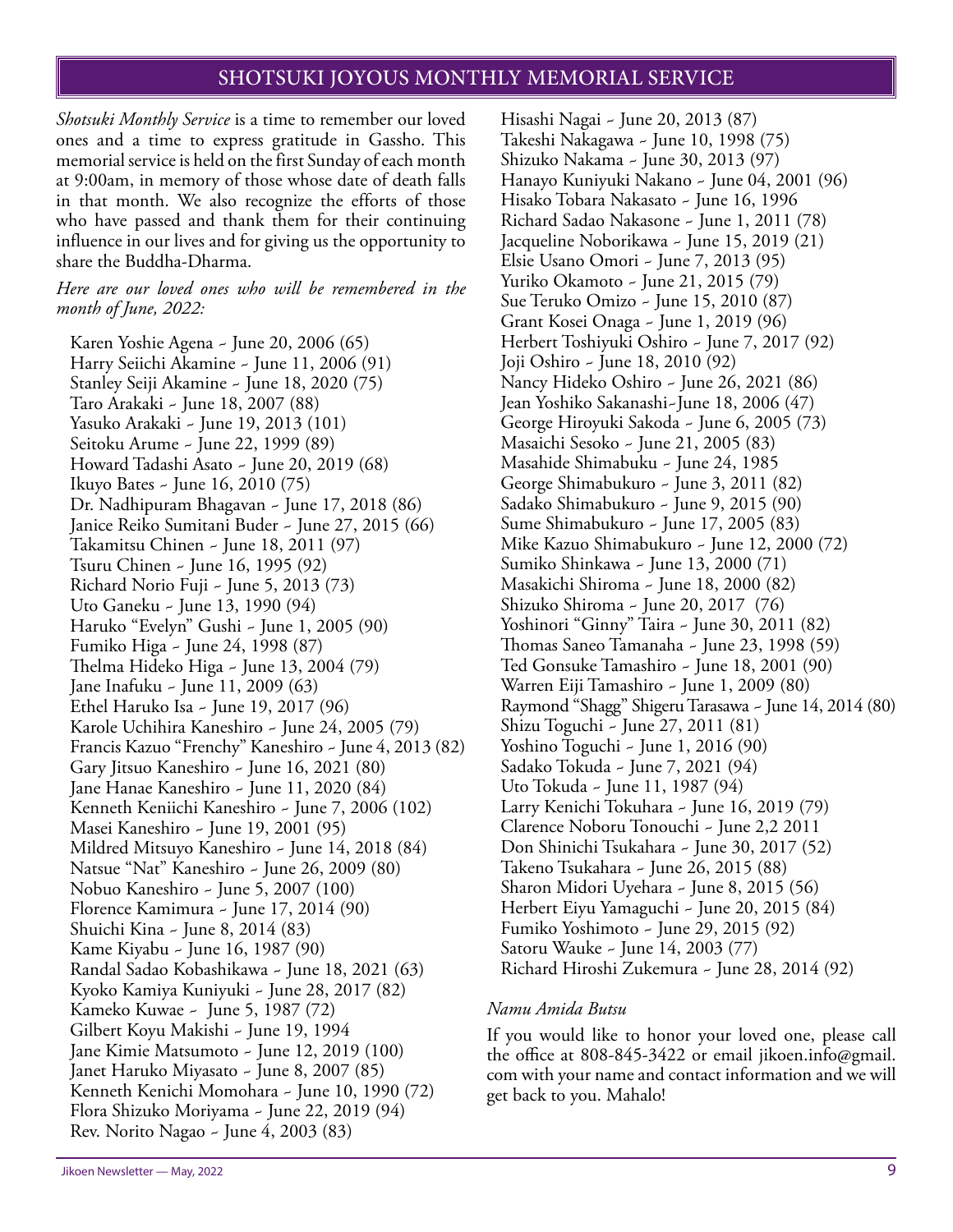## SHOTSUKI JOYOUS MONTHLY MEMORIAL SERVICE

*Shotsuki Monthly Service* is a time to remember our loved ones and a time to express gratitude in Gassho. This memorial service is held on the first Sunday of each month at 9:00am, in memory of those whose date of death falls in that month. We also recognize the efforts of those who have passed and thank them for their continuing influence in our lives and for giving us the opportunity to share the Buddha-Dharma.

*Here are our loved ones who will be remembered in the month of June, 2022:*

Karen Yoshie Agena ~ June 20, 2006 (65)
Harry Seiichi Akamine ~ June 11, 2006 (91)
Stanley Seiji Akamine ~ June 18, 2020 (75)
Taro Arakaki ~ June 18, 2007 (88)
Yasuko Arakaki ~ June 19, 2013 (101)
Seitoku Arume ~ June 22, 1999 (89)
Howard Tadashi Asato ~ June 20, 2019 (68)
Ikuyo Bates ~ June 16, 2010 (75)
Dr. Nadhipuram Bhagavan ~ June 17, 2018 (86)
Janice Reiko Sumitani Buder ~ June 27, 2015 (66)
Takamitsu Chinen ~ June 18, 2011 (97)
Tsuru Chinen ~ June 16, 1995 (92)
Richard Norio Fuji ~ June 5, 2013 (73)
Uto Ganeku ~ June 13, 1990 (94)
Haruko "Evelyn" Gushi ~ June 1, 2005 (90)
Fumiko Higa ~ June 24, 1998 (87)
Thelma Hideko Higa ~ June 13, 2004 (79)
Jane Inafuku ~ June 11, 2009 (63)
Ethel Haruko Isa ~ June 19, 2017 (96)
Karole Uchihira Kaneshiro ~ June 24, 2005 (79)
Francis Kazuo "Frenchy" Kaneshiro ~ June 4, 2013 (82)
Gary Jitsuo Kaneshiro ~ June 16, 2021 (80)
Jane Hanae Kaneshiro ~ June 11, 2020 (84)
Kenneth Keniichi Kaneshiro ~ June 7, 2006 (102)
Masei Kaneshiro ~ June 19, 2001 (95)
Mildred Mitsuyo Kaneshiro ~ June 14, 2018 (84)
Natsue "Nat" Kaneshiro ~ June 26, 2009 (80)
Nobuo Kaneshiro ~ June 5, 2007 (100)
Florence Kamimura ~ June 17, 2014 (90)
Shuichi Kina ~ June 8, 2014 (83)
Kame Kiyabu ~ June 16, 1987 (90)
Randal Sadao Kobashikawa ~ June 18, 2021 (63)
Kyoko Kamiya Kuniyuki ~ June 28, 2017 (82)
Kameko Kuwae ~ June 5, 1987 (72)
Gilbert Koyu Makishi ~ June 19, 1994
Jane Kimie Matsumoto ~ June 12, 2019 (100)
Janet Haruko Miyasato ~ June 8, 2007 (85)
Kenneth Kenichi Momohara ~ June 10, 1990 (72)
Flora Shizuko Moriyama ~ June 22, 2019 (94)
Rev. Norito Nagao ~ June 4, 2003 (83)
Hisashi Nagai ~ June 20, 2013 (87)
Takeshi Nakagawa ~ June 10, 1998 (75)
Shizuko Nakama ~ June 30, 2013 (97)
Hanayo Kuniyuki Nakano ~ June 04, 2001 (96)
Hisako Tobara Nakasato ~ June 16, 1996
Richard Sadao Nakasone ~ June 1, 2011 (78)
Jacqueline Noborikawa ~ June 15, 2019 (21)
Elsie Usano Omori ~ June 7, 2013 (95)
Yuriko Okamoto ~ June 21, 2015 (79)
Sue Teruko Omizo ~ June 15, 2010 (87)
Grant Kosei Onaga ~ June 1, 2019 (96)
Herbert Toshiyuki Oshiro ~ June 7, 2017 (92)
Joji Oshiro ~ June 18, 2010 (92)
Nancy Hideko Oshiro ~ June 26, 2021 (86)
Jean Yoshiko Sakanashi~June 18, 2006 (47)
George Hiroyuki Sakoda ~ June 6, 2005 (73)
Masaichi Sesoko ~ June 21, 2005 (83)
Masahide Shimabuku ~ June 24, 1985
George Shimabukuro ~ June 3, 2011 (82)
Sadako Shimabukuro ~ June 9, 2015 (90)
Sume Shimabukuro ~ June 17, 2005 (83)
Mike Kazuo Shimabukuro ~ June 12, 2000 (72)
Sumiko Shinkawa ~ June 13, 2000 (71)
Masakichi Shiroma ~ June 18, 2000 (82)
Shizuko Shiroma ~ June 20, 2017 (76)
Yoshinori "Ginny" Taira ~ June 30, 2011 (82)
Thomas Saneo Tamanaha ~ June 23, 1998 (59)
Ted Gonsuke Tamashiro ~ June 18, 2001 (90)
Warren Eiji Tamashiro ~ June 1, 2009 (80)
Raymond "Shagg" Shigeru Tarasawa ~ June 14, 2014 (80)
Shizu Toguchi ~ June 27, 2011 (81)
Yoshino Toguchi ~ June 1, 2016 (90)
Sadako Tokuda ~ June 7, 2021 (94)
Uto Tokuda ~ June 11, 1987 (94)
Larry Kenichi Tokuhara ~ June 16, 2019 (79)
Clarence Noboru Tonouchi ~ June 2,2 2011
Don Shinichi Tsukahara ~ June 30, 2017 (52)
Takeno Tsukahara ~ June 26, 2015 (88)
Sharon Midori Uyehara ~ June 8, 2015 (56)
Herbert Eiyu Yamaguchi ~ June 20, 2015 (84)
Fumiko Yoshimoto ~ June 29, 2015 (92)
Satoru Wauke ~ June 14, 2003 (77)
Richard Hiroshi Zukemura ~ June 28, 2014 (92)

*Namu Amida Butsu*

If you would like to honor your loved one, please call the office at 808-845-3422 or email jikoen.info@gmail.com with your name and contact information and we will get back to you. Mahalo!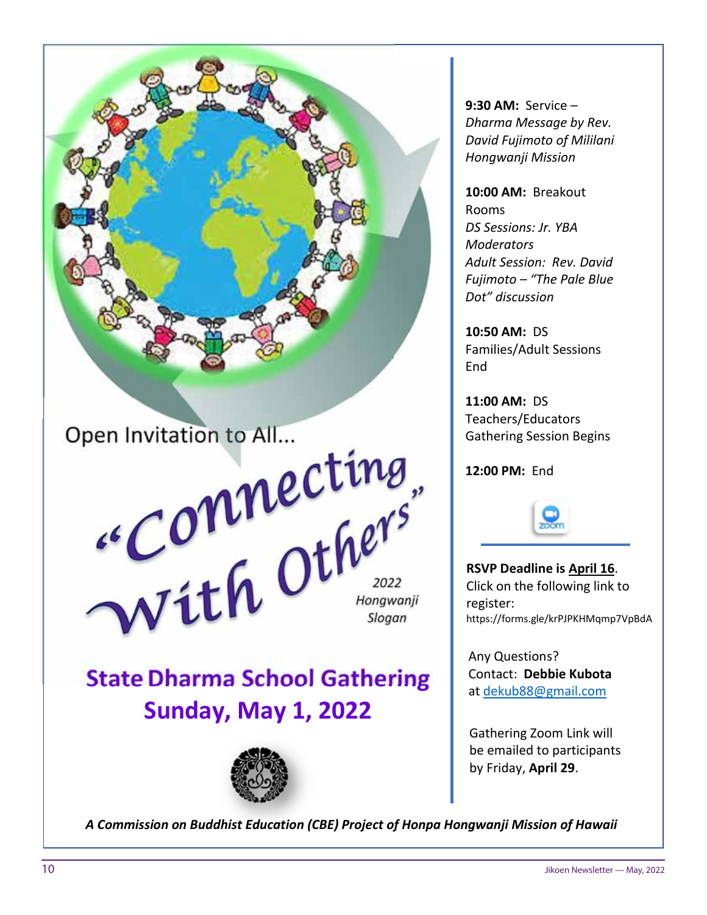Open Invitation to All...

# "Connecting With Others"

*2022 Hongwanji Slogan*

## State Dharma School Gathering
## Sunday, May 1, 2022

**9:30 AM:** Service –
*Dharma Message by Rev. David Fujimoto of Mililani Hongwanji Mission*

**10:00 AM:** Breakout Rooms
*DS Sessions: Jr. YBA Moderators*
*Adult Session: Rev. David Fujimoto – "The Pale Blue Dot" discussion*

**10:50 AM:** DS Families/Adult Sessions End

**11:00 AM:** DS Teachers/Educators Gathering Session Begins

**12:00 PM:** End

**RSVP Deadline is April 16**.
Click on the following link to register:
https://forms.gle/krPJPKHMqmp7VpBdA

Any Questions?
Contact: **Debbie Kubota** at dekub88@gmail.com

Gathering Zoom Link will be emailed to participants by Friday, **April 29**.

***A Commission on Buddhist Education (CBE) Project of Honpa Hongwanji Mission of Hawaii***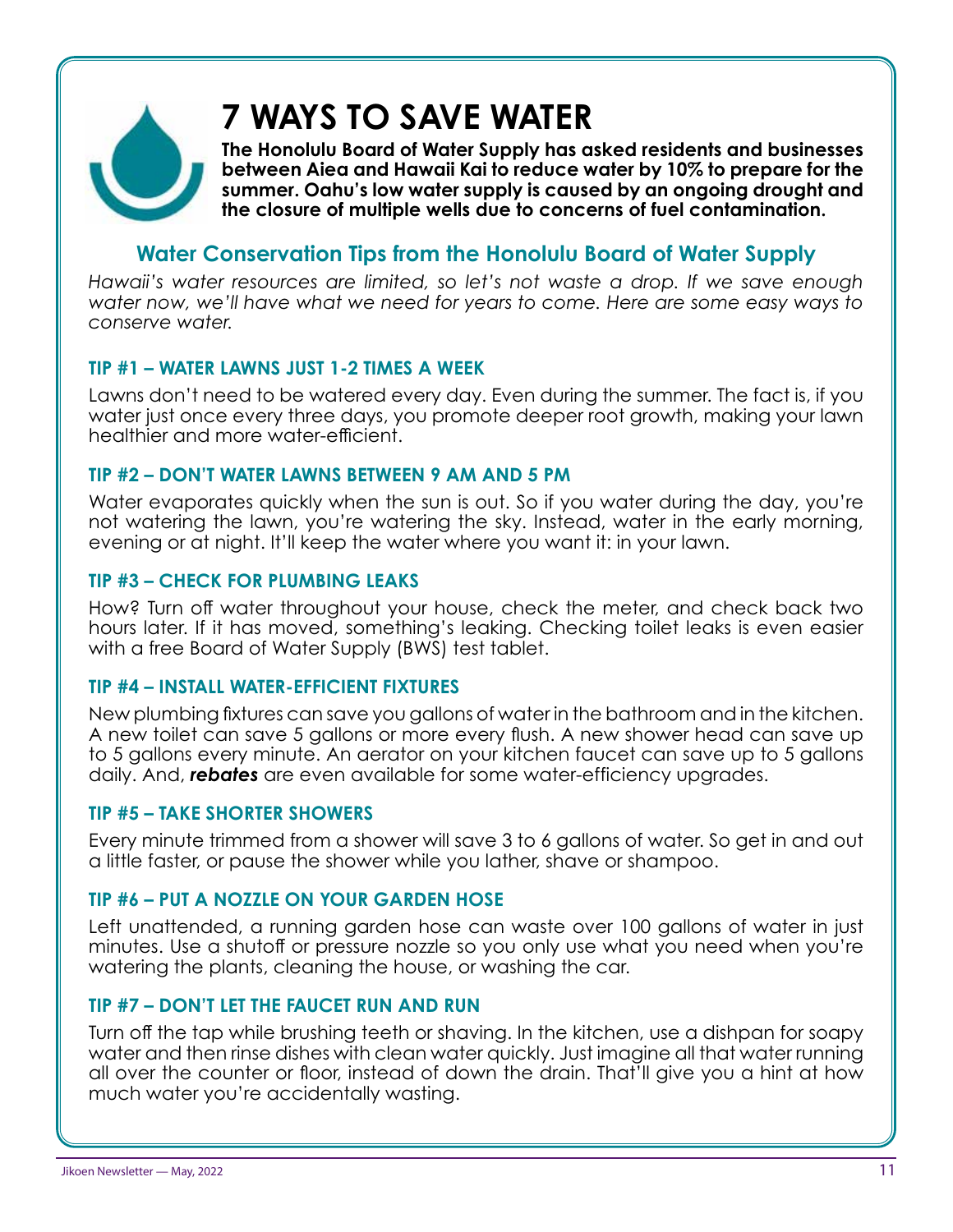# 7 WAYS TO SAVE WATER

**The Honolulu Board of Water Supply has asked residents and businesses between Aiea and Hawaii Kai to reduce water by 10% to prepare for the summer. Oahu's low water supply is caused by an ongoing drought and the closure of multiple wells due to concerns of fuel contamination.**

## Water Conservation Tips from the Honolulu Board of Water Supply

*Hawaii's water resources are limited, so let's not waste a drop. If we save enough water now, we'll have what we need for years to come. Here are some easy ways to conserve water.*

### TIP #1 – WATER LAWNS JUST 1-2 TIMES A WEEK

Lawns don't need to be watered every day. Even during the summer. The fact is, if you water just once every three days, you promote deeper root growth, making your lawn healthier and more water-efficient.

### TIP #2 – DON'T WATER LAWNS BETWEEN 9 AM AND 5 PM

Water evaporates quickly when the sun is out. So if you water during the day, you're not watering the lawn, you're watering the sky. Instead, water in the early morning, evening or at night. It'll keep the water where you want it: in your lawn.

### TIP #3 – CHECK FOR PLUMBING LEAKS

How? Turn off water throughout your house, check the meter, and check back two hours later. If it has moved, something's leaking. Checking toilet leaks is even easier with a free Board of Water Supply (BWS) test tablet.

### TIP #4 – INSTALL WATER-EFFICIENT FIXTURES

New plumbing fixtures can save you gallons of water in the bathroom and in the kitchen. A new toilet can save 5 gallons or more every flush. A new shower head can save up to 5 gallons every minute. An aerator on your kitchen faucet can save up to 5 gallons daily. And, ***rebates*** are even available for some water-efficiency upgrades.

### TIP #5 – TAKE SHORTER SHOWERS

Every minute trimmed from a shower will save 3 to 6 gallons of water. So get in and out a little faster, or pause the shower while you lather, shave or shampoo.

### TIP #6 – PUT A NOZZLE ON YOUR GARDEN HOSE

Left unattended, a running garden hose can waste over 100 gallons of water in just minutes. Use a shutoff or pressure nozzle so you only use what you need when you're watering the plants, cleaning the house, or washing the car.

### TIP #7 – DON'T LET THE FAUCET RUN AND RUN

Turn off the tap while brushing teeth or shaving. In the kitchen, use a dishpan for soapy water and then rinse dishes with clean water quickly. Just imagine all that water running all over the counter or floor, instead of down the drain. That'll give you a hint at how much water you're accidentally wasting.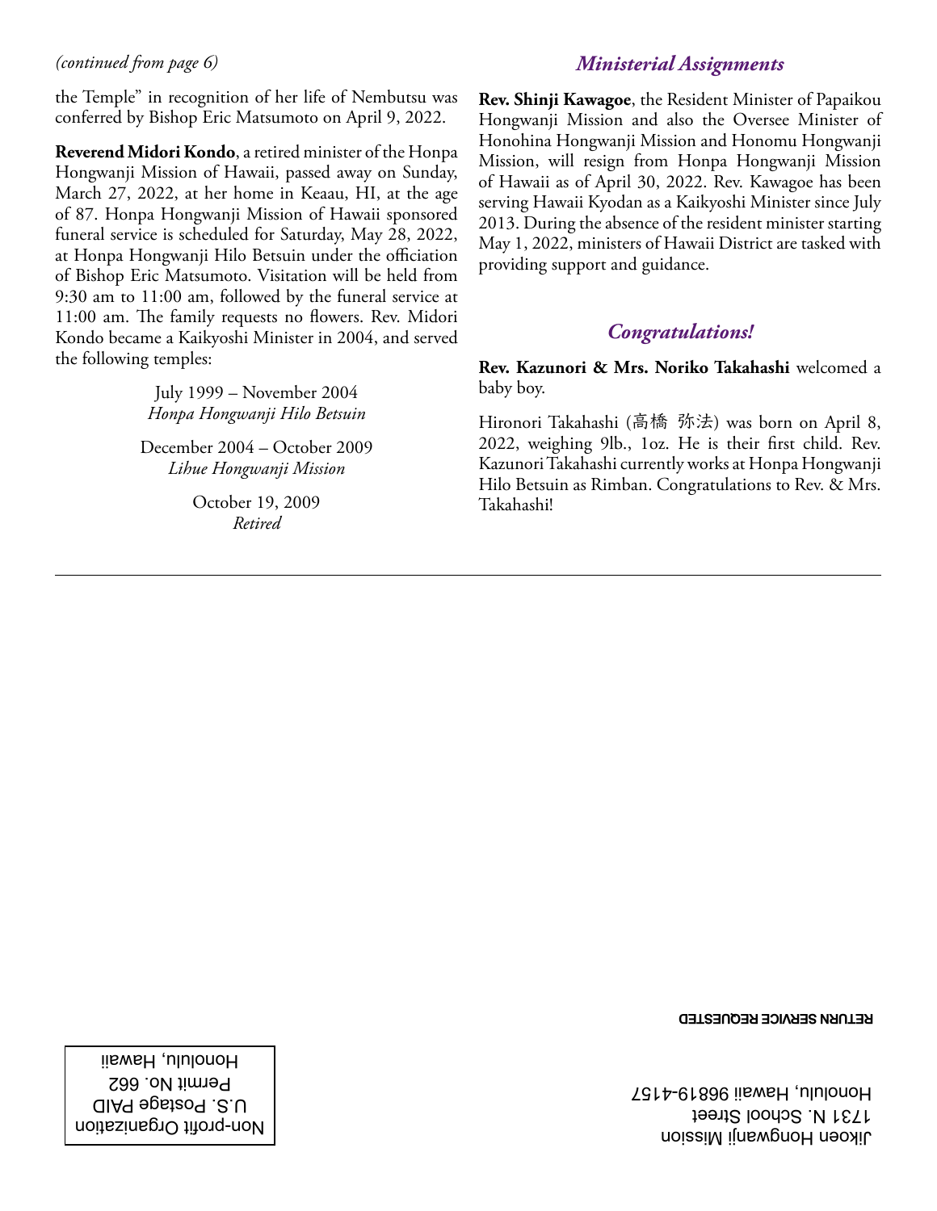*(continued from page 6)*

the Temple" in recognition of her life of Nembutsu was conferred by Bishop Eric Matsumoto on April 9, 2022.

**Reverend Midori Kondo**, a retired minister of the Honpa Hongwanji Mission of Hawaii, passed away on Sunday, March 27, 2022, at her home in Keaau, HI, at the age of 87. Honpa Hongwanji Mission of Hawaii sponsored funeral service is scheduled for Saturday, May 28, 2022, at Honpa Hongwanji Hilo Betsuin under the officiation of Bishop Eric Matsumoto. Visitation will be held from 9:30 am to 11:00 am, followed by the funeral service at 11:00 am. The family requests no flowers. Rev. Midori Kondo became a Kaikyoshi Minister in 2004, and served the following temples:

July 1999 – November 2004
*Honpa Hongwanji Hilo Betsuin*

December 2004 – October 2009
*Lihue Hongwanji Mission*

October 19, 2009
*Retired*

## *Ministerial Assignments*

**Rev. Shinji Kawagoe**, the Resident Minister of Papaikou Hongwanji Mission and also the Oversee Minister of Honohina Hongwanji Mission and Honomu Hongwanji Mission, will resign from Honpa Hongwanji Mission of Hawaii as of April 30, 2022. Rev. Kawagoe has been serving Hawaii Kyodan as a Kaikyoshi Minister since July 2013. During the absence of the resident minister starting May 1, 2022, ministers of Hawaii District are tasked with providing support and guidance.

## *Congratulations!*

**Rev. Kazunori & Mrs. Noriko Takahashi** welcomed a baby boy.

Hironori Takahashi (高橋 弥法) was born on April 8, 2022, weighing 9lb., 1oz. He is their first child. Rev. Kazunori Takahashi currently works at Honpa Hongwanji Hilo Betsuin as Rimban. Congratulations to Rev. & Mrs. Takahashi!

Jikoen Hongwanji Mission
1731 N. School Street
Honolulu, Hawaii 96819-4157

**RETURN SERVICE REQUESTED**

Non-profit Organization
U.S. Postage PAID
Permit No. 662
Honolulu, Hawaii